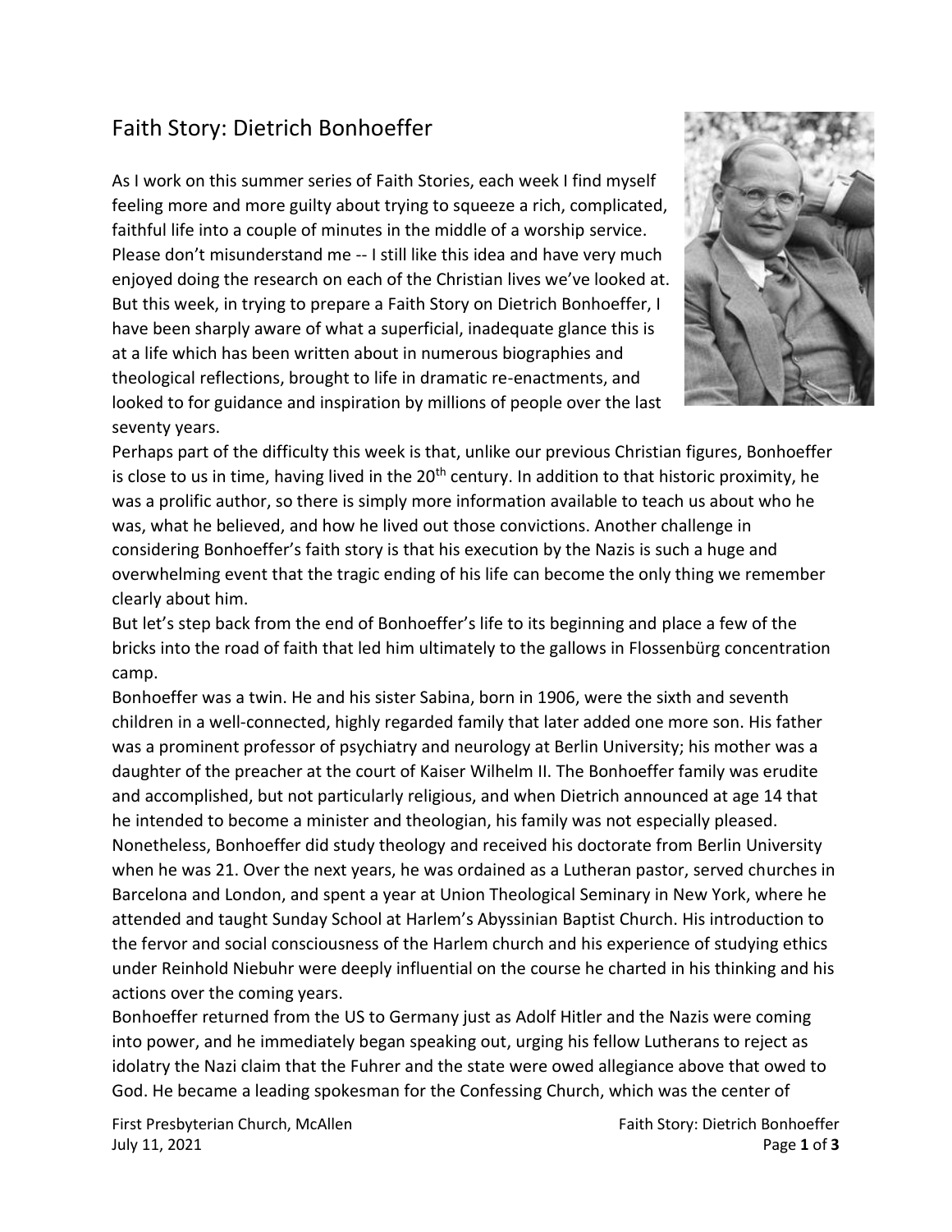# Faith Story: Dietrich Bonhoeffer

As I work on this summer series of Faith Stories, each week I find myself feeling more and more guilty about trying to squeeze a rich, complicated, faithful life into a couple of minutes in the middle of a worship service. Please don't misunderstand me -- I still like this idea and have very much enjoyed doing the research on each of the Christian lives we've looked at. But this week, in trying to prepare a Faith Story on Dietrich Bonhoeffer, I have been sharply aware of what a superficial, inadequate glance this is at a life which has been written about in numerous biographies and theological reflections, brought to life in dramatic re-enactments, and looked to for guidance and inspiration by millions of people over the last seventy years.

Perhaps part of the difficulty this week is that, unlike our previous Christian figures, Bonhoeffer is close to us in time, having lived in the 20th century. In addition to that historic proximity, he was a prolific author, so there is simply more information available to teach us about who he was, what he believed, and how he lived out those convictions. Another challenge in considering Bonhoeffer's faith story is that his execution by the Nazis is such a huge and overwhelming event that the tragic ending of his life can become the only thing we remember clearly about him.

But let's step back from the end of Bonhoeffer's life to its beginning and place a few of the bricks into the road of faith that led him ultimately to the gallows in Flossenbürg concentration camp.

Bonhoeffer was a twin. He and his sister Sabina, born in 1906, were the sixth and seventh children in a well-connected, highly regarded family that later added one more son. His father was a prominent professor of psychiatry and neurology at Berlin University; his mother was a daughter of the preacher at the court of Kaiser Wilhelm II. The Bonhoeffer family was erudite and accomplished, but not particularly religious, and when Dietrich announced at age 14 that he intended to become a minister and theologian, his family was not especially pleased. Nonetheless, Bonhoeffer did study theology and received his doctorate from Berlin University when he was 21. Over the next years, he was ordained as a Lutheran pastor, served churches in Barcelona and London, and spent a year at Union Theological Seminary in New York, where he attended and taught Sunday School at Harlem's Abyssinian Baptist Church. His introduction to the fervor and social consciousness of the Harlem church and his experience of studying ethics under Reinhold Niebuhr were deeply influential on the course he charted in his thinking and his actions over the coming years.

Bonhoeffer returned from the US to Germany just as Adolf Hitler and the Nazis were coming into power, and he immediately began speaking out, urging his fellow Lutherans to reject as idolatry the Nazi claim that the Fuhrer and the state were owed allegiance above that owed to God. He became a leading spokesman for the Confessing Church, which was the center of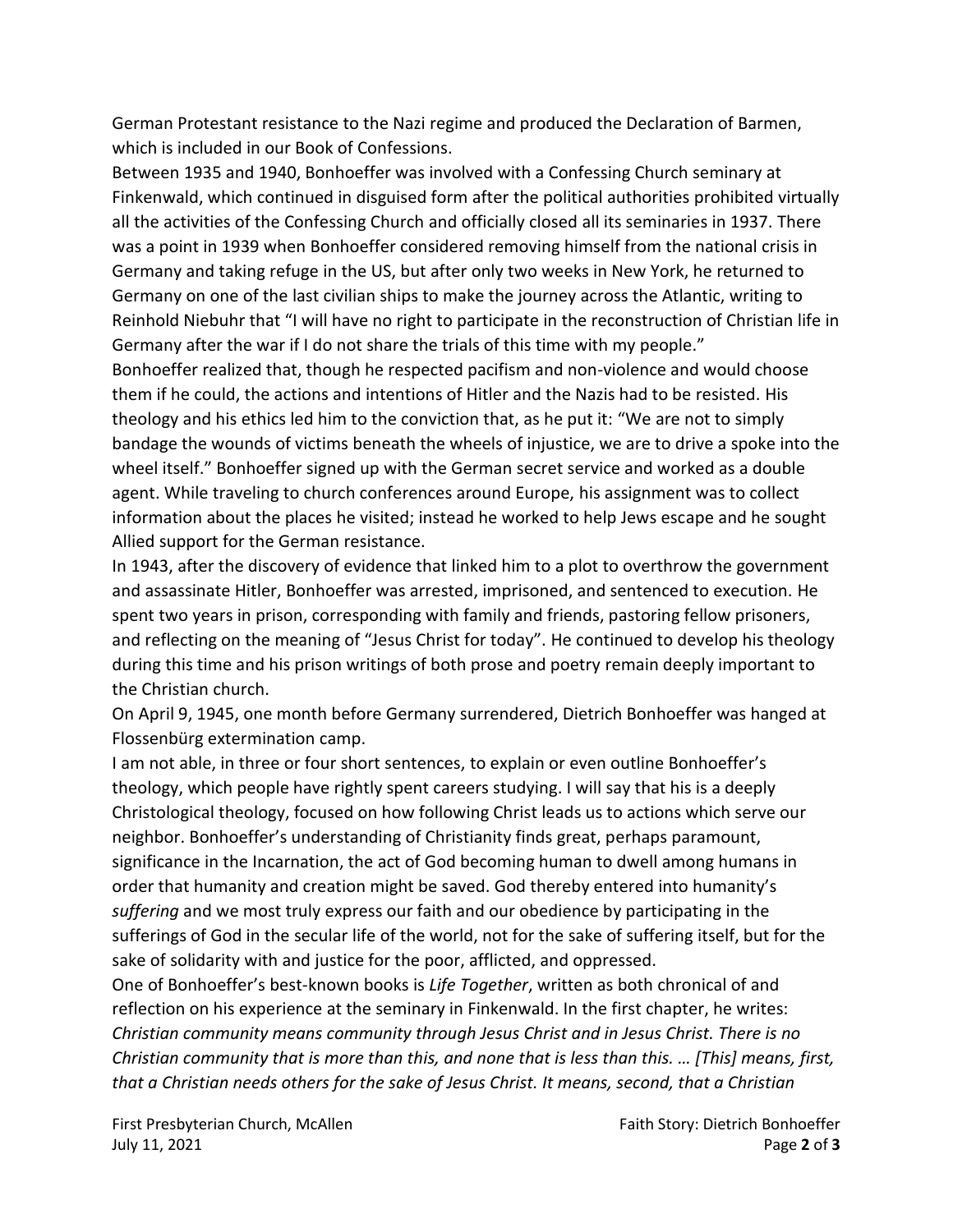German Protestant resistance to the Nazi regime and produced the Declaration of Barmen, which is included in our Book of Confessions.

Between 1935 and 1940, Bonhoeffer was involved with a Confessing Church seminary at Finkenwald, which continued in disguised form after the political authorities prohibited virtually all the activities of the Confessing Church and officially closed all its seminaries in 1937. There was a point in 1939 when Bonhoeffer considered removing himself from the national crisis in Germany and taking refuge in the US, but after only two weeks in New York, he returned to Germany on one of the last civilian ships to make the journey across the Atlantic, writing to Reinhold Niebuhr that "I will have no right to participate in the reconstruction of Christian life in Germany after the war if I do not share the trials of this time with my people."

Bonhoeffer realized that, though he respected pacifism and non-violence and would choose them if he could, the actions and intentions of Hitler and the Nazis had to be resisted. His theology and his ethics led him to the conviction that, as he put it: "We are not to simply bandage the wounds of victims beneath the wheels of injustice, we are to drive a spoke into the wheel itself." Bonhoeffer signed up with the German secret service and worked as a double agent. While traveling to church conferences around Europe, his assignment was to collect information about the places he visited; instead he worked to help Jews escape and he sought Allied support for the German resistance.

In 1943, after the discovery of evidence that linked him to a plot to overthrow the government and assassinate Hitler, Bonhoeffer was arrested, imprisoned, and sentenced to execution. He spent two years in prison, corresponding with family and friends, pastoring fellow prisoners, and reflecting on the meaning of "Jesus Christ for today". He continued to develop his theology during this time and his prison writings of both prose and poetry remain deeply important to the Christian church.

On April 9, 1945, one month before Germany surrendered, Dietrich Bonhoeffer was hanged at Flossenbürg extermination camp.

I am not able, in three or four short sentences, to explain or even outline Bonhoeffer's theology, which people have rightly spent careers studying. I will say that his is a deeply Christological theology, focused on how following Christ leads us to actions which serve our neighbor. Bonhoeffer's understanding of Christianity finds great, perhaps paramount, significance in the Incarnation, the act of God becoming human to dwell among humans in order that humanity and creation might be saved. God thereby entered into humanity's *suffering* and we most truly express our faith and our obedience by participating in the sufferings of God in the secular life of the world, not for the sake of suffering itself, but for the sake of solidarity with and justice for the poor, afflicted, and oppressed.

One of Bonhoeffer's best-known books is *Life Together*, written as both chronical of and reflection on his experience at the seminary in Finkenwald. In the first chapter, he writes: *Christian community means community through Jesus Christ and in Jesus Christ. There is no Christian community that is more than this, and none that is less than this. … [This] means, first, that a Christian needs others for the sake of Jesus Christ. It means, second, that a Christian*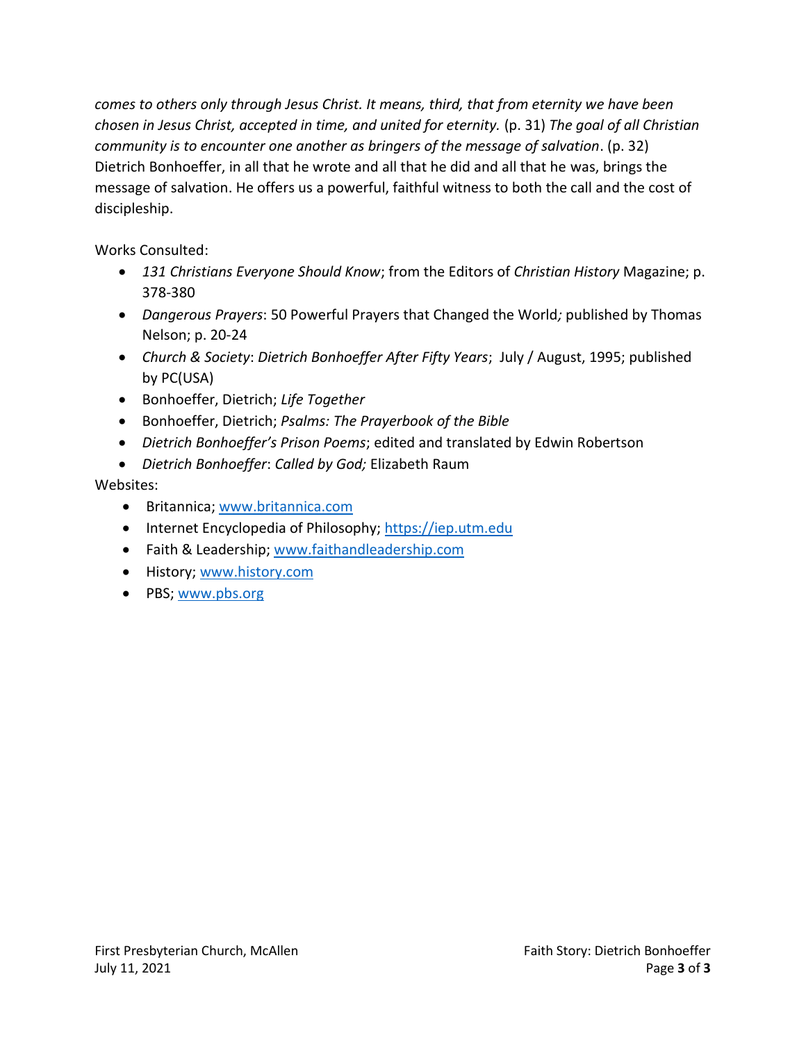*comes to others only through Jesus Christ. It means, third, that from eternity we have been chosen in Jesus Christ, accepted in time, and united for eternity.* (p. 31) *The goal of all Christian community is to encounter one another as bringers of the message of salvation*. (p. 32) Dietrich Bonhoeffer, in all that he wrote and all that he did and all that he was, brings the message of salvation. He offers us a powerful, faithful witness to both the call and the cost of discipleship.

Works Consulted:

- *131 Christians Everyone Should Know*; from the Editors of *Christian History* Magazine; p. 378-380
- *Dangerous Prayers*: 50 Powerful Prayers that Changed the World*;* published by Thomas Nelson; p. 20-24
- *Church & Society*: *Dietrich Bonhoeffer After Fifty Years*; July / August, 1995; published by PC(USA)
- Bonhoeffer, Dietrich; *Life Together*
- Bonhoeffer, Dietrich; *Psalms: The Prayerbook of the Bible*
- *Dietrich Bonhoeffer's Prison Poems*; edited and translated by Edwin Robertson
- *Dietrich Bonhoeffer*: *Called by God;* Elizabeth Raum

Websites:

- Britannica; www.britannica.com
- Internet Encyclopedia of Philosophy; https://iep.utm.edu
- Faith & Leadership; www.faithandleadership.com
- History; www.history.com
- PBS; www.pbs.org